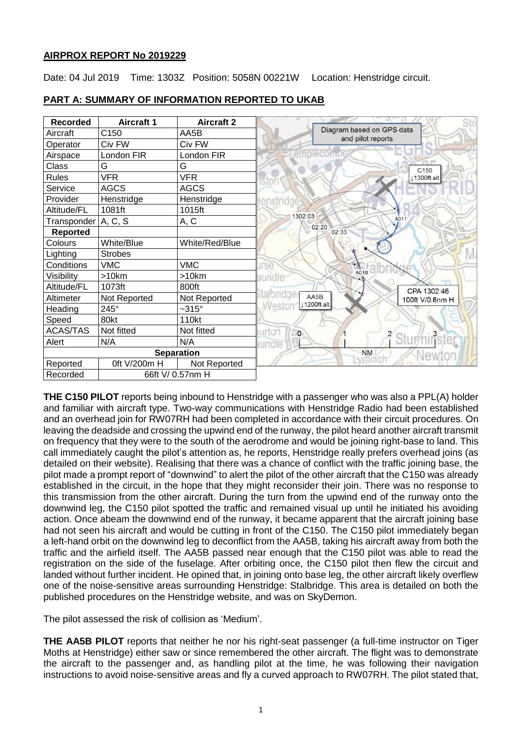## AIRPROX REPORT No 2019229

Date: 04 Jul 2019 Time: 1303Z Position: 5058N 00221W Location: Henstridge circuit.

## PART A: SUMMARY OF INFORMATION REPORTED TO UKAB

| Recorded | Aircraft 1 | Aircraft 2 |
|---|---|---|
| Aircraft | C150 | AA5B |
| Operator | Civ FW | Civ FW |
| Airspace | London FIR | London FIR |
| Class | G | G |
| Rules | VFR | VFR |
| Service | AGCS | AGCS |
| Provider | Henstridge | Henstridge |
| Altitude/FL | 1081ft | 1015ft |
| Transponder | A, C, S | A, C |
| **Reported** | | |
| Colours | White/Blue | White/Red/Blue |
| Lighting | Strobes | |
| Conditions | VMC | VMC |
| Visibility | >10km | >10km |
| Altitude/FL | 1073ft | 800ft |
| Altimeter | Not Reported | Not Reported |
| Heading | 245° | ~315° |
| Speed | 80kt | 110kt |
| ACAS/TAS | Not fitted | Not fitted |
| Alert | N/A | N/A |
| **Separation** | | |
| Reported | 0ft V/200m H | Not Reported |
| Recorded | 66ft V/ 0.57nm H | |

Diagram based on GPS data and pilot reports

**THE C150 PILOT** reports being inbound to Henstridge with a passenger who was also a PPL(A) holder and familiar with aircraft type. Two-way communications with Henstridge Radio had been established and an overhead join for RW07RH had been completed in accordance with their circuit procedures. On leaving the deadside and crossing the upwind end of the runway, the pilot heard another aircraft transmit on frequency that they were to the south of the aerodrome and would be joining right-base to land. This call immediately caught the pilot's attention as, he reports, Henstridge really prefers overhead joins (as detailed on their website). Realising that there was a chance of conflict with the traffic joining base, the pilot made a prompt report of "downwind" to alert the pilot of the other aircraft that the C150 was already established in the circuit, in the hope that they might reconsider their join. There was no response to this transmission from the other aircraft. During the turn from the upwind end of the runway onto the downwind leg, the C150 pilot spotted the traffic and remained visual up until he initiated his avoiding action. Once abeam the downwind end of the runway, it became apparent that the aircraft joining base had not seen his aircraft and would be cutting in front of the C150. The C150 pilot immediately began a left-hand orbit on the downwind leg to deconflict from the AA5B, taking his aircraft away from both the traffic and the airfield itself. The AA5B passed near enough that the C150 pilot was able to read the registration on the side of the fuselage. After orbiting once, the C150 pilot then flew the circuit and landed without further incident. He opined that, in joining onto base leg, the other aircraft likely overflew one of the noise-sensitive areas surrounding Henstridge: Stalbridge. This area is detailed on both the published procedures on the Henstridge website, and was on SkyDemon.

The pilot assessed the risk of collision as 'Medium'.

**THE AA5B PILOT** reports that neither he nor his right-seat passenger (a full-time instructor on Tiger Moths at Henstridge) either saw or since remembered the other aircraft. The flight was to demonstrate the aircraft to the passenger and, as handling pilot at the time, he was following their navigation instructions to avoid noise-sensitive areas and fly a curved approach to RW07RH. The pilot stated that,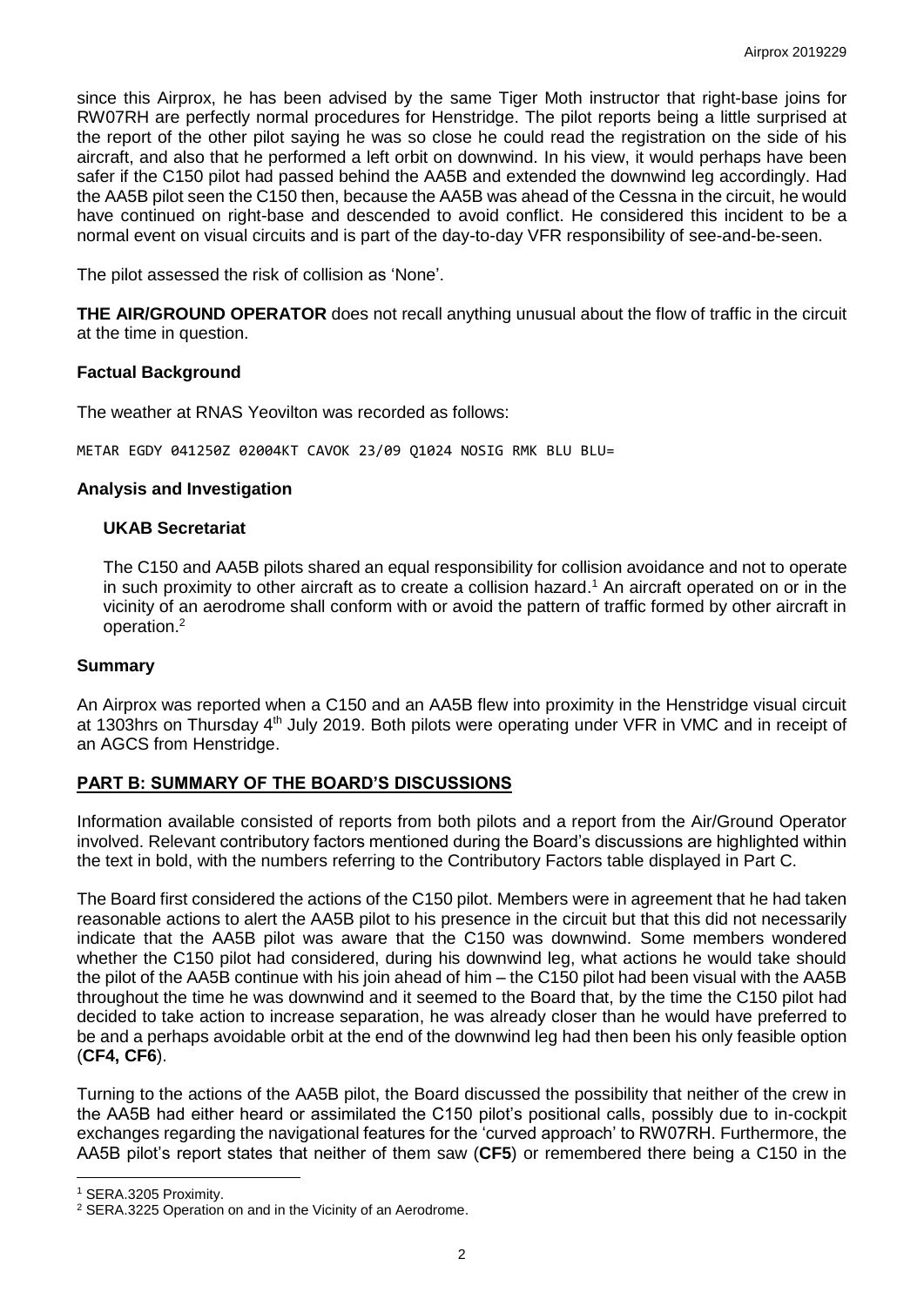since this Airprox, he has been advised by the same Tiger Moth instructor that right-base joins for RW07RH are perfectly normal procedures for Henstridge. The pilot reports being a little surprised at the report of the other pilot saying he was so close he could read the registration on the side of his aircraft, and also that he performed a left orbit on downwind. In his view, it would perhaps have been safer if the C150 pilot had passed behind the AA5B and extended the downwind leg accordingly. Had the AA5B pilot seen the C150 then, because the AA5B was ahead of the Cessna in the circuit, he would have continued on right-base and descended to avoid conflict. He considered this incident to be a normal event on visual circuits and is part of the day-to-day VFR responsibility of see-and-be-seen.

The pilot assessed the risk of collision as 'None'.

**THE AIR/GROUND OPERATOR** does not recall anything unusual about the flow of traffic in the circuit at the time in question.

## Factual Background

The weather at RNAS Yeovilton was recorded as follows:

```
METAR EGDY 041250Z 02004KT CAVOK 23/09 Q1024 NOSIG RMK BLU BLU=
```

## Analysis and Investigation

### UKAB Secretariat

The C150 and AA5B pilots shared an equal responsibility for collision avoidance and not to operate in such proximity to other aircraft as to create a collision hazard.[1] An aircraft operated on or in the vicinity of an aerodrome shall conform with or avoid the pattern of traffic formed by other aircraft in operation.[2]

## Summary

An Airprox was reported when a C150 and an AA5B flew into proximity in the Henstridge visual circuit at 1303hrs on Thursday 4th July 2019. Both pilots were operating under VFR in VMC and in receipt of an AGCS from Henstridge.

## PART B: SUMMARY OF THE BOARD'S DISCUSSIONS

Information available consisted of reports from both pilots and a report from the Air/Ground Operator involved. Relevant contributory factors mentioned during the Board's discussions are highlighted within the text in bold, with the numbers referring to the Contributory Factors table displayed in Part C.

The Board first considered the actions of the C150 pilot. Members were in agreement that he had taken reasonable actions to alert the AA5B pilot to his presence in the circuit but that this did not necessarily indicate that the AA5B pilot was aware that the C150 was downwind. Some members wondered whether the C150 pilot had considered, during his downwind leg, what actions he would take should the pilot of the AA5B continue with his join ahead of him – the C150 pilot had been visual with the AA5B throughout the time he was downwind and it seemed to the Board that, by the time the C150 pilot had decided to take action to increase separation, he was already closer than he would have preferred to be and a perhaps avoidable orbit at the end of the downwind leg had then been his only feasible option (**CF4, CF6**).

Turning to the actions of the AA5B pilot, the Board discussed the possibility that neither of the crew in the AA5B had either heard or assimilated the C150 pilot's positional calls, possibly due to in-cockpit exchanges regarding the navigational features for the 'curved approach' to RW07RH. Furthermore, the AA5B pilot's report states that neither of them saw (**CF5**) or remembered there being a C150 in the

---

[1] SERA.3205 Proximity.

[2] SERA.3225 Operation on and in the Vicinity of an Aerodrome.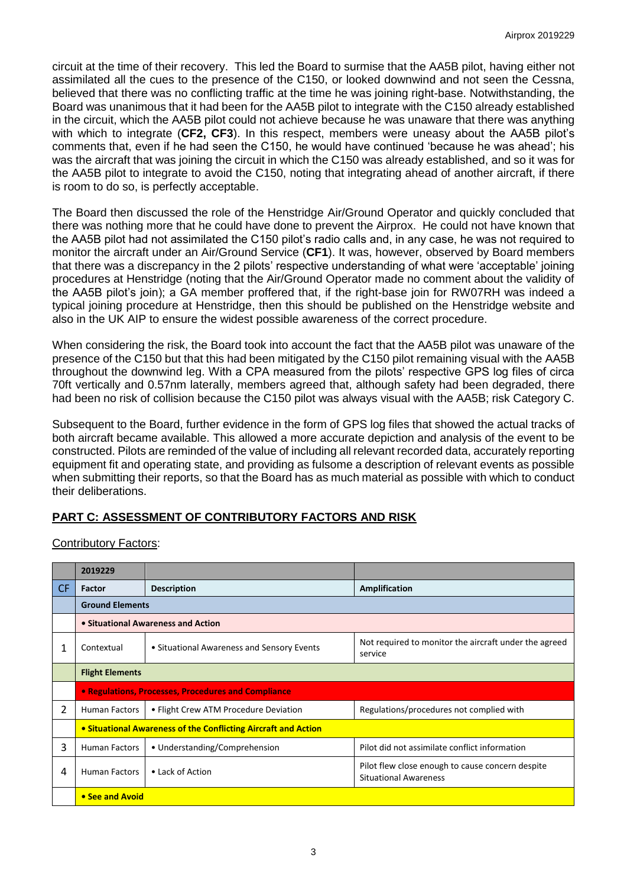circuit at the time of their recovery. This led the Board to surmise that the AA5B pilot, having either not assimilated all the cues to the presence of the C150, or looked downwind and not seen the Cessna, believed that there was no conflicting traffic at the time he was joining right-base. Notwithstanding, the Board was unanimous that it had been for the AA5B pilot to integrate with the C150 already established in the circuit, which the AA5B pilot could not achieve because he was unaware that there was anything with which to integrate (**CF2, CF3**). In this respect, members were uneasy about the AA5B pilot's comments that, even if he had seen the C150, he would have continued 'because he was ahead'; his was the aircraft that was joining the circuit in which the C150 was already established, and so it was for the AA5B pilot to integrate to avoid the C150, noting that integrating ahead of another aircraft, if there is room to do so, is perfectly acceptable.

The Board then discussed the role of the Henstridge Air/Ground Operator and quickly concluded that there was nothing more that he could have done to prevent the Airprox. He could not have known that the AA5B pilot had not assimilated the C150 pilot's radio calls and, in any case, he was not required to monitor the aircraft under an Air/Ground Service (**CF1**). It was, however, observed by Board members that there was a discrepancy in the 2 pilots' respective understanding of what were 'acceptable' joining procedures at Henstridge (noting that the Air/Ground Operator made no comment about the validity of the AA5B pilot's join); a GA member proffered that, if the right-base join for RW07RH was indeed a typical joining procedure at Henstridge, then this should be published on the Henstridge website and also in the UK AIP to ensure the widest possible awareness of the correct procedure.

When considering the risk, the Board took into account the fact that the AA5B pilot was unaware of the presence of the C150 but that this had been mitigated by the C150 pilot remaining visual with the AA5B throughout the downwind leg. With a CPA measured from the pilots' respective GPS log files of circa 70ft vertically and 0.57nm laterally, members agreed that, although safety had been degraded, there had been no risk of collision because the C150 pilot was always visual with the AA5B; risk Category C.

Subsequent to the Board, further evidence in the form of GPS log files that showed the actual tracks of both aircraft became available. This allowed a more accurate depiction and analysis of the event to be constructed. Pilots are reminded of the value of including all relevant recorded data, accurately reporting equipment fit and operating state, and providing as fulsome a description of relevant events as possible when submitting their reports, so that the Board has as much material as possible with which to conduct their deliberations.

## PART C: ASSESSMENT OF CONTRIBUTORY FACTORS AND RISK

Contributory Factors:

| | 2019229 | | |
|---|---|---|---|
| CF | Factor | Description | Amplification |
| | **Ground Elements** | | |
| | **• Situational Awareness and Action** | | |
| 1 | Contextual | • Situational Awareness and Sensory Events | Not required to monitor the aircraft under the agreed service |
| | **Flight Elements** | | |
| | **• Regulations, Processes, Procedures and Compliance** | | |
| 2 | Human Factors | • Flight Crew ATM Procedure Deviation | Regulations/procedures not complied with |
| | **• Situational Awareness of the Conflicting Aircraft and Action** | | |
| 3 | Human Factors | • Understanding/Comprehension | Pilot did not assimilate conflict information |
| 4 | Human Factors | • Lack of Action | Pilot flew close enough to cause concern despite Situational Awareness |
| | **• See and Avoid** | | |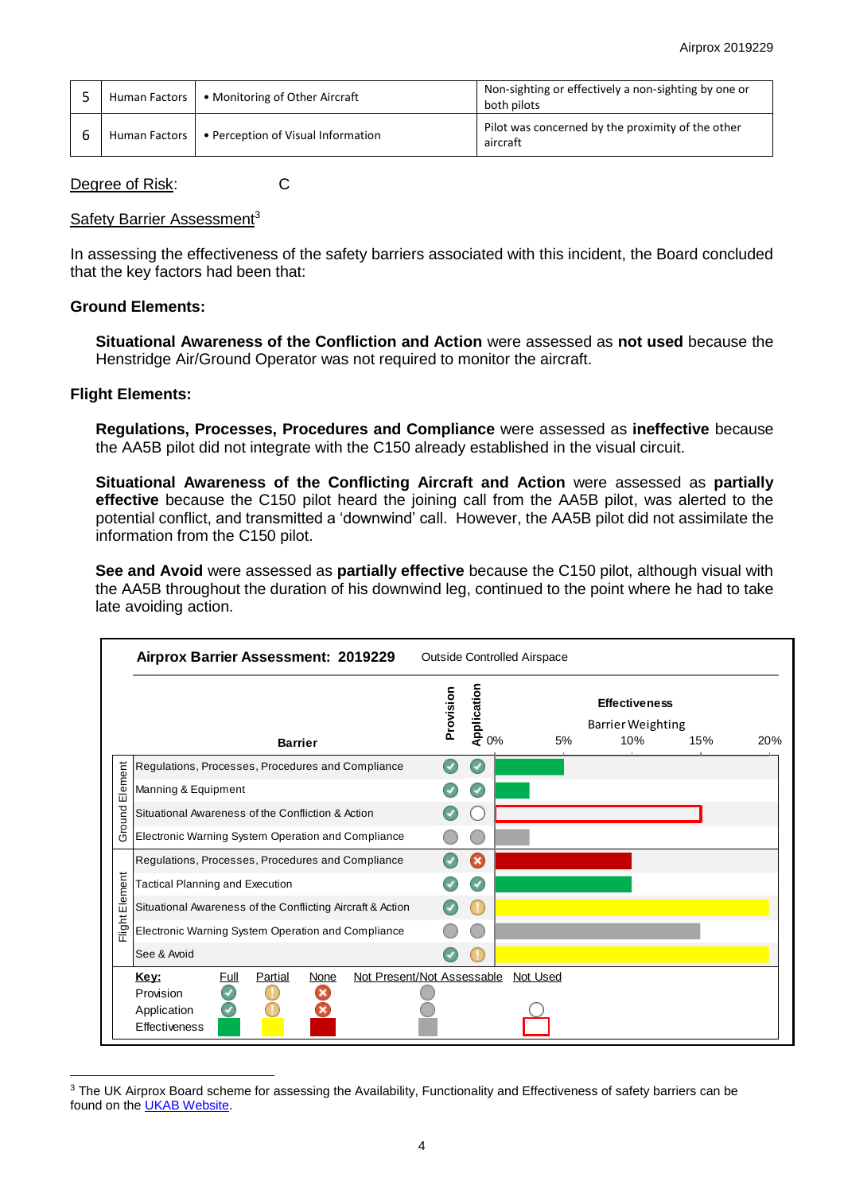| | | | |
|---|---|---|---|
| 5 | Human Factors | • Monitoring of Other Aircraft | Non-sighting or effectively a non-sighting by one or both pilots |
| 6 | Human Factors | • Perception of Visual Information | Pilot was concerned by the proximity of the other aircraft |

Degree of Risk: C

Safety Barrier Assessment[3]

In assessing the effectiveness of the safety barriers associated with this incident, the Board concluded that the key factors had been that:

**Ground Elements:**

**Situational Awareness of the Confliction and Action** were assessed as **not used** because the Henstridge Air/Ground Operator was not required to monitor the aircraft.

**Flight Elements:**

**Regulations, Processes, Procedures and Compliance** were assessed as **ineffective** because the AA5B pilot did not integrate with the C150 already established in the visual circuit.

**Situational Awareness of the Conflicting Aircraft and Action** were assessed as **partially effective** because the C150 pilot heard the joining call from the AA5B pilot, was alerted to the potential conflict, and transmitted a 'downwind' call. However, the AA5B pilot did not assimilate the information from the C150 pilot.

**See and Avoid** were assessed as **partially effective** because the C150 pilot, although visual with the AA5B throughout the duration of his downwind leg, continued to the point where he had to take late avoiding action.

Airprox Barrier Assessment: 2019229
Outside Controlled Airspace

Barrier
Provision
Application
Effectiveness
Barrier Weighting
0%
5%
10%
15%
20%

Ground Element
Regulations, Processes, Procedures and Compliance
Manning & Equipment
Situational Awareness of the Confliction & Action
Electronic Warning System Operation and Compliance

Flight Element
Regulations, Processes, Procedures and Compliance
Tactical Planning and Execution
Situational Awareness of the Conflicting Aircraft & Action
Electronic Warning System Operation and Compliance
See & Avoid

Key: Full Partial None Not Present/Not Assessable Not Used
Provision
Application
Effectiveness

[3] The UK Airprox Board scheme for assessing the Availability, Functionality and Effectiveness of safety barriers can be found on the UKAB Website.